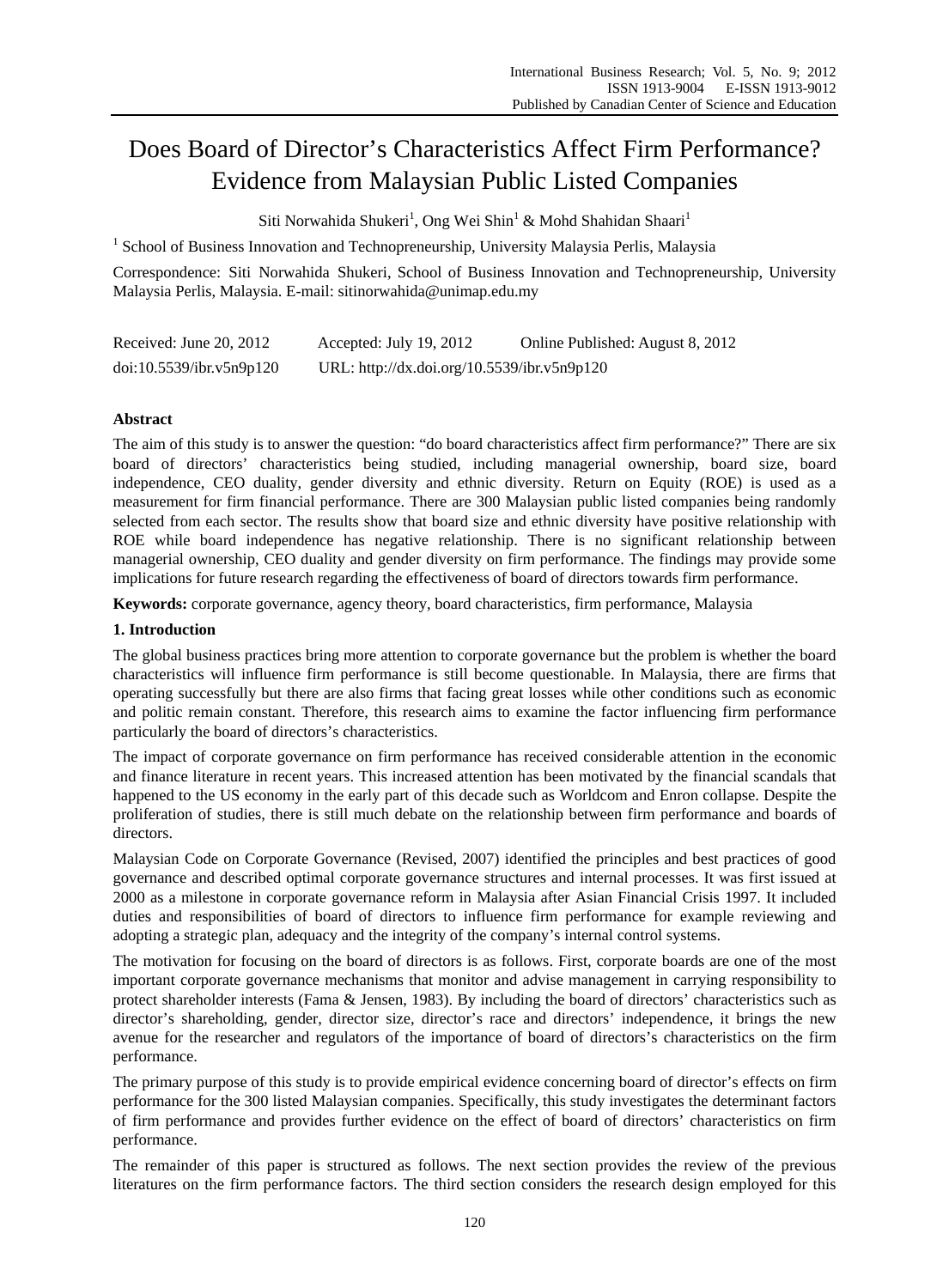# Does Board of Director's Characteristics Affect Firm Performance? Evidence from Malaysian Public Listed Companies

Siti Norwahida Shukeri[1], Ong Wei Shin[1] & Mohd Shahidan Shaari[1]

[1] School of Business Innovation and Technopreneurship, University Malaysia Perlis, Malaysia

Correspondence: Siti Norwahida Shukeri, School of Business Innovation and Technopreneurship, University Malaysia Perlis, Malaysia. E-mail: sitinorwahida@unimap.edu.my

Received: June 20, 2012 Accepted: July 19, 2012 Online Published: August 8, 2012

doi:10.5539/ibr.v5n9p120 URL: http://dx.doi.org/10.5539/ibr.v5n9p120

**Abstract**

The aim of this study is to answer the question: "do board characteristics affect firm performance?" There are six board of directors' characteristics being studied, including managerial ownership, board size, board independence, CEO duality, gender diversity and ethnic diversity. Return on Equity (ROE) is used as a measurement for firm financial performance. There are 300 Malaysian public listed companies being randomly selected from each sector. The results show that board size and ethnic diversity have positive relationship with ROE while board independence has negative relationship. There is no significant relationship between managerial ownership, CEO duality and gender diversity on firm performance. The findings may provide some implications for future research regarding the effectiveness of board of directors towards firm performance.

**Keywords:** corporate governance, agency theory, board characteristics, firm performance, Malaysia

## 1. Introduction

The global business practices bring more attention to corporate governance but the problem is whether the board characteristics will influence firm performance is still become questionable. In Malaysia, there are firms that operating successfully but there are also firms that facing great losses while other conditions such as economic and politic remain constant. Therefore, this research aims to examine the factor influencing firm performance particularly the board of directors's characteristics.

The impact of corporate governance on firm performance has received considerable attention in the economic and finance literature in recent years. This increased attention has been motivated by the financial scandals that happened to the US economy in the early part of this decade such as Worldcom and Enron collapse. Despite the proliferation of studies, there is still much debate on the relationship between firm performance and boards of directors.

Malaysian Code on Corporate Governance (Revised, 2007) identified the principles and best practices of good governance and described optimal corporate governance structures and internal processes. It was first issued at 2000 as a milestone in corporate governance reform in Malaysia after Asian Financial Crisis 1997. It included duties and responsibilities of board of directors to influence firm performance for example reviewing and adopting a strategic plan, adequacy and the integrity of the company's internal control systems.

The motivation for focusing on the board of directors is as follows. First, corporate boards are one of the most important corporate governance mechanisms that monitor and advise management in carrying responsibility to protect shareholder interests (Fama & Jensen, 1983). By including the board of directors' characteristics such as director's shareholding, gender, director size, director's race and directors' independence, it brings the new avenue for the researcher and regulators of the importance of board of directors's characteristics on the firm performance.

The primary purpose of this study is to provide empirical evidence concerning board of director's effects on firm performance for the 300 listed Malaysian companies. Specifically, this study investigates the determinant factors of firm performance and provides further evidence on the effect of board of directors' characteristics on firm performance.

The remainder of this paper is structured as follows. The next section provides the review of the previous literatures on the firm performance factors. The third section considers the research design employed for this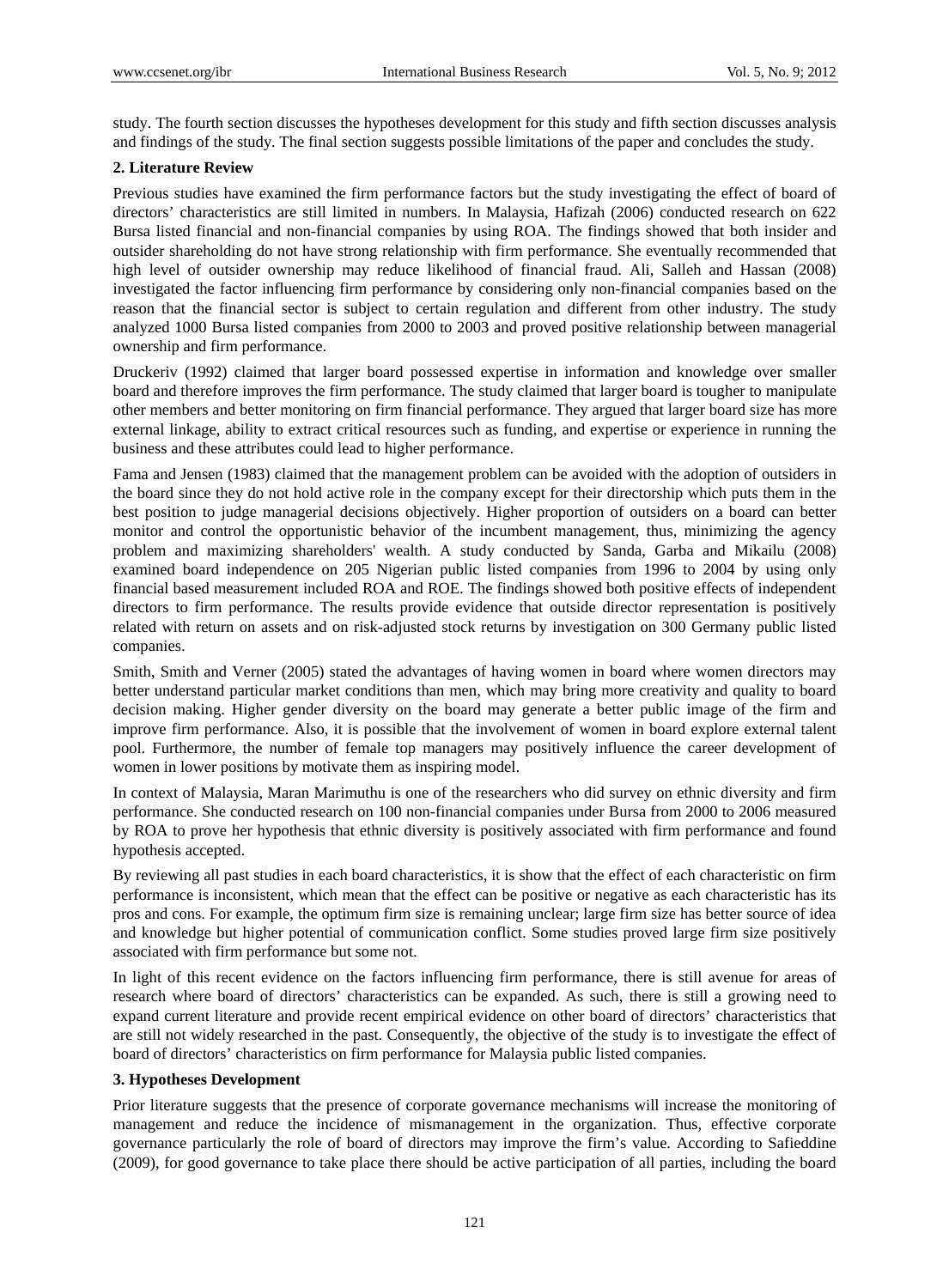study. The fourth section discusses the hypotheses development for this study and fifth section discusses analysis and findings of the study. The final section suggests possible limitations of the paper and concludes the study.

## 2. Literature Review

Previous studies have examined the firm performance factors but the study investigating the effect of board of directors' characteristics are still limited in numbers. In Malaysia, Hafizah (2006) conducted research on 622 Bursa listed financial and non-financial companies by using ROA. The findings showed that both insider and outsider shareholding do not have strong relationship with firm performance. She eventually recommended that high level of outsider ownership may reduce likelihood of financial fraud. Ali, Salleh and Hassan (2008) investigated the factor influencing firm performance by considering only non-financial companies based on the reason that the financial sector is subject to certain regulation and different from other industry. The study analyzed 1000 Bursa listed companies from 2000 to 2003 and proved positive relationship between managerial ownership and firm performance.

Druckeriv (1992) claimed that larger board possessed expertise in information and knowledge over smaller board and therefore improves the firm performance. The study claimed that larger board is tougher to manipulate other members and better monitoring on firm financial performance. They argued that larger board size has more external linkage, ability to extract critical resources such as funding, and expertise or experience in running the business and these attributes could lead to higher performance.

Fama and Jensen (1983) claimed that the management problem can be avoided with the adoption of outsiders in the board since they do not hold active role in the company except for their directorship which puts them in the best position to judge managerial decisions objectively. Higher proportion of outsiders on a board can better monitor and control the opportunistic behavior of the incumbent management, thus, minimizing the agency problem and maximizing shareholders' wealth. A study conducted by Sanda, Garba and Mikailu (2008) examined board independence on 205 Nigerian public listed companies from 1996 to 2004 by using only financial based measurement included ROA and ROE. The findings showed both positive effects of independent directors to firm performance. The results provide evidence that outside director representation is positively related with return on assets and on risk-adjusted stock returns by investigation on 300 Germany public listed companies.

Smith, Smith and Verner (2005) stated the advantages of having women in board where women directors may better understand particular market conditions than men, which may bring more creativity and quality to board decision making. Higher gender diversity on the board may generate a better public image of the firm and improve firm performance. Also, it is possible that the involvement of women in board explore external talent pool. Furthermore, the number of female top managers may positively influence the career development of women in lower positions by motivate them as inspiring model.

In context of Malaysia, Maran Marimuthu is one of the researchers who did survey on ethnic diversity and firm performance. She conducted research on 100 non-financial companies under Bursa from 2000 to 2006 measured by ROA to prove her hypothesis that ethnic diversity is positively associated with firm performance and found hypothesis accepted.

By reviewing all past studies in each board characteristics, it is show that the effect of each characteristic on firm performance is inconsistent, which mean that the effect can be positive or negative as each characteristic has its pros and cons. For example, the optimum firm size is remaining unclear; large firm size has better source of idea and knowledge but higher potential of communication conflict. Some studies proved large firm size positively associated with firm performance but some not.

In light of this recent evidence on the factors influencing firm performance, there is still avenue for areas of research where board of directors' characteristics can be expanded. As such, there is still a growing need to expand current literature and provide recent empirical evidence on other board of directors' characteristics that are still not widely researched in the past. Consequently, the objective of the study is to investigate the effect of board of directors' characteristics on firm performance for Malaysia public listed companies.

## 3. Hypotheses Development

Prior literature suggests that the presence of corporate governance mechanisms will increase the monitoring of management and reduce the incidence of mismanagement in the organization. Thus, effective corporate governance particularly the role of board of directors may improve the firm's value. According to Safieddine (2009), for good governance to take place there should be active participation of all parties, including the board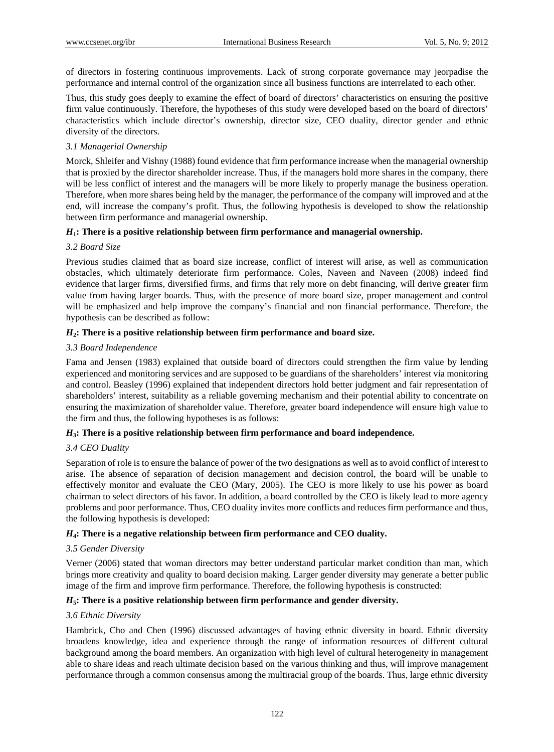of directors in fostering continuous improvements. Lack of strong corporate governance may jeorpadise the performance and internal control of the organization since all business functions are interrelated to each other.

Thus, this study goes deeply to examine the effect of board of directors' characteristics on ensuring the positive firm value continuously. Therefore, the hypotheses of this study were developed based on the board of directors' characteristics which include director's ownership, director size, CEO duality, director gender and ethnic diversity of the directors.

### *3.1 Managerial Ownership*

Morck, Shleifer and Vishny (1988) found evidence that firm performance increase when the managerial ownership that is proxied by the director shareholder increase. Thus, if the managers hold more shares in the company, there will be less conflict of interest and the managers will be more likely to properly manage the business operation. Therefore, when more shares being held by the manager, the performance of the company will improved and at the end, will increase the company's profit. Thus, the following hypothesis is developed to show the relationship between firm performance and managerial ownership.

**$H_1$: There is a positive relationship between firm performance and managerial ownership.**

### *3.2 Board Size*

Previous studies claimed that as board size increase, conflict of interest will arise, as well as communication obstacles, which ultimately deteriorate firm performance. Coles, Naveen and Naveen (2008) indeed find evidence that larger firms, diversified firms, and firms that rely more on debt financing, will derive greater firm value from having larger boards. Thus, with the presence of more board size, proper management and control will be emphasized and help improve the company's financial and non financial performance. Therefore, the hypothesis can be described as follow:

**$H_2$: There is a positive relationship between firm performance and board size.**

### *3.3 Board Independence*

Fama and Jensen (1983) explained that outside board of directors could strengthen the firm value by lending experienced and monitoring services and are supposed to be guardians of the shareholders' interest via monitoring and control. Beasley (1996) explained that independent directors hold better judgment and fair representation of shareholders' interest, suitability as a reliable governing mechanism and their potential ability to concentrate on ensuring the maximization of shareholder value. Therefore, greater board independence will ensure high value to the firm and thus, the following hypotheses is as follows:

**$H_3$: There is a positive relationship between firm performance and board independence.**

### *3.4 CEO Duality*

Separation of role is to ensure the balance of power of the two designations as well as to avoid conflict of interest to arise. The absence of separation of decision management and decision control, the board will be unable to effectively monitor and evaluate the CEO (Mary, 2005). The CEO is more likely to use his power as board chairman to select directors of his favor. In addition, a board controlled by the CEO is likely lead to more agency problems and poor performance. Thus, CEO duality invites more conflicts and reduces firm performance and thus, the following hypothesis is developed:

**$H_4$: There is a negative relationship between firm performance and CEO duality.**

### *3.5 Gender Diversity*

Verner (2006) stated that woman directors may better understand particular market condition than man, which brings more creativity and quality to board decision making. Larger gender diversity may generate a better public image of the firm and improve firm performance. Therefore, the following hypothesis is constructed:

**$H_5$: There is a positive relationship between firm performance and gender diversity.**

### *3.6 Ethnic Diversity*

Hambrick, Cho and Chen (1996) discussed advantages of having ethnic diversity in board. Ethnic diversity broadens knowledge, idea and experience through the range of information resources of different cultural background among the board members. An organization with high level of cultural heterogeneity in management able to share ideas and reach ultimate decision based on the various thinking and thus, will improve management performance through a common consensus among the multiracial group of the boards. Thus, large ethnic diversity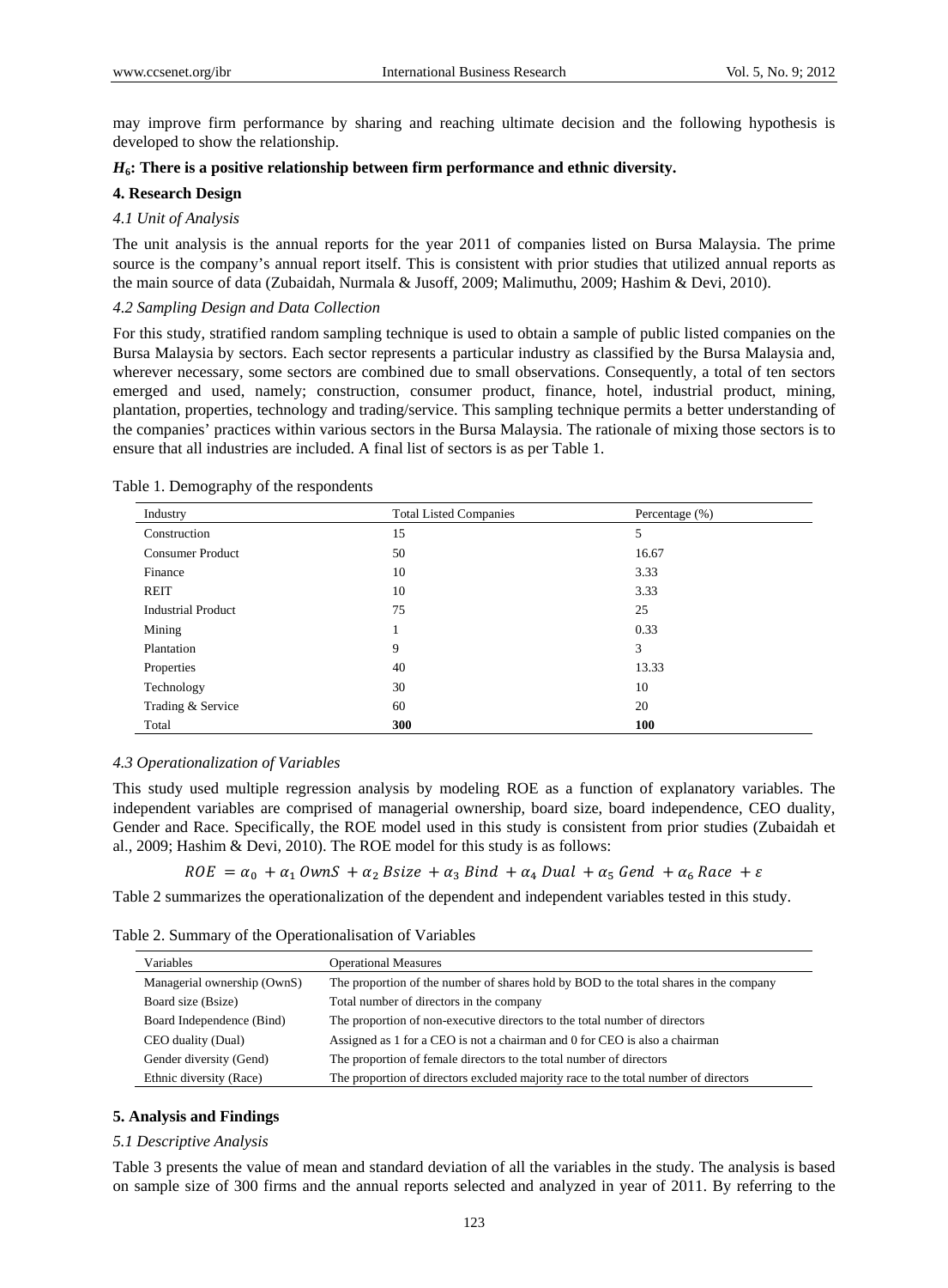may improve firm performance by sharing and reaching ultimate decision and the following hypothesis is developed to show the relationship.

**$H_6$: There is a positive relationship between firm performance and ethnic diversity.**

## 4. Research Design

### *4.1 Unit of Analysis*

The unit analysis is the annual reports for the year 2011 of companies listed on Bursa Malaysia. The prime source is the company's annual report itself. This is consistent with prior studies that utilized annual reports as the main source of data (Zubaidah, Nurmala & Jusoff, 2009; Malimuthu, 2009; Hashim & Devi, 2010).

### *4.2 Sampling Design and Data Collection*

For this study, stratified random sampling technique is used to obtain a sample of public listed companies on the Bursa Malaysia by sectors. Each sector represents a particular industry as classified by the Bursa Malaysia and, wherever necessary, some sectors are combined due to small observations. Consequently, a total of ten sectors emerged and used, namely; construction, consumer product, finance, hotel, industrial product, mining, plantation, properties, technology and trading/service. This sampling technique permits a better understanding of the companies' practices within various sectors in the Bursa Malaysia. The rationale of mixing those sectors is to ensure that all industries are included. A final list of sectors is as per Table 1.

Table 1. Demography of the respondents

| Industry | Total Listed Companies | Percentage (%) |
|---|---|---|
| Construction | 15 | 5 |
| Consumer Product | 50 | 16.67 |
| Finance | 10 | 3.33 |
| REIT | 10 | 3.33 |
| Industrial Product | 75 | 25 |
| Mining | 1 | 0.33 |
| Plantation | 9 | 3 |
| Properties | 40 | 13.33 |
| Technology | 30 | 10 |
| Trading & Service | 60 | 20 |
| Total | **300** | **100** |

### *4.3 Operationalization of Variables*

This study used multiple regression analysis by modeling ROE as a function of explanatory variables. The independent variables are comprised of managerial ownership, board size, board independence, CEO duality, Gender and Race. Specifically, the ROE model used in this study is consistent from prior studies (Zubaidah et al., 2009; Hashim & Devi, 2010). The ROE model for this study is as follows:

$$ROE = \alpha_0 + \alpha_1\, OwnS + \alpha_2\, Bsize + \alpha_3\, Bind + \alpha_4\, Dual + \alpha_5\, Gend + \alpha_6\, Race + \varepsilon$$

Table 2 summarizes the operationalization of the dependent and independent variables tested in this study.

Table 2. Summary of the Operationalisation of Variables

| Variables | Operational Measures |
|---|---|
| Managerial ownership (OwnS) | The proportion of the number of shares hold by BOD to the total shares in the company |
| Board size (Bsize) | Total number of directors in the company |
| Board Independence (Bind) | The proportion of non-executive directors to the total number of directors |
| CEO duality (Dual) | Assigned as 1 for a CEO is not a chairman and 0 for CEO is also a chairman |
| Gender diversity (Gend) | The proportion of female directors to the total number of directors |
| Ethnic diversity (Race) | The proportion of directors excluded majority race to the total number of directors |

## 5. Analysis and Findings

### *5.1 Descriptive Analysis*

Table 3 presents the value of mean and standard deviation of all the variables in the study. The analysis is based on sample size of 300 firms and the annual reports selected and analyzed in year of 2011. By referring to the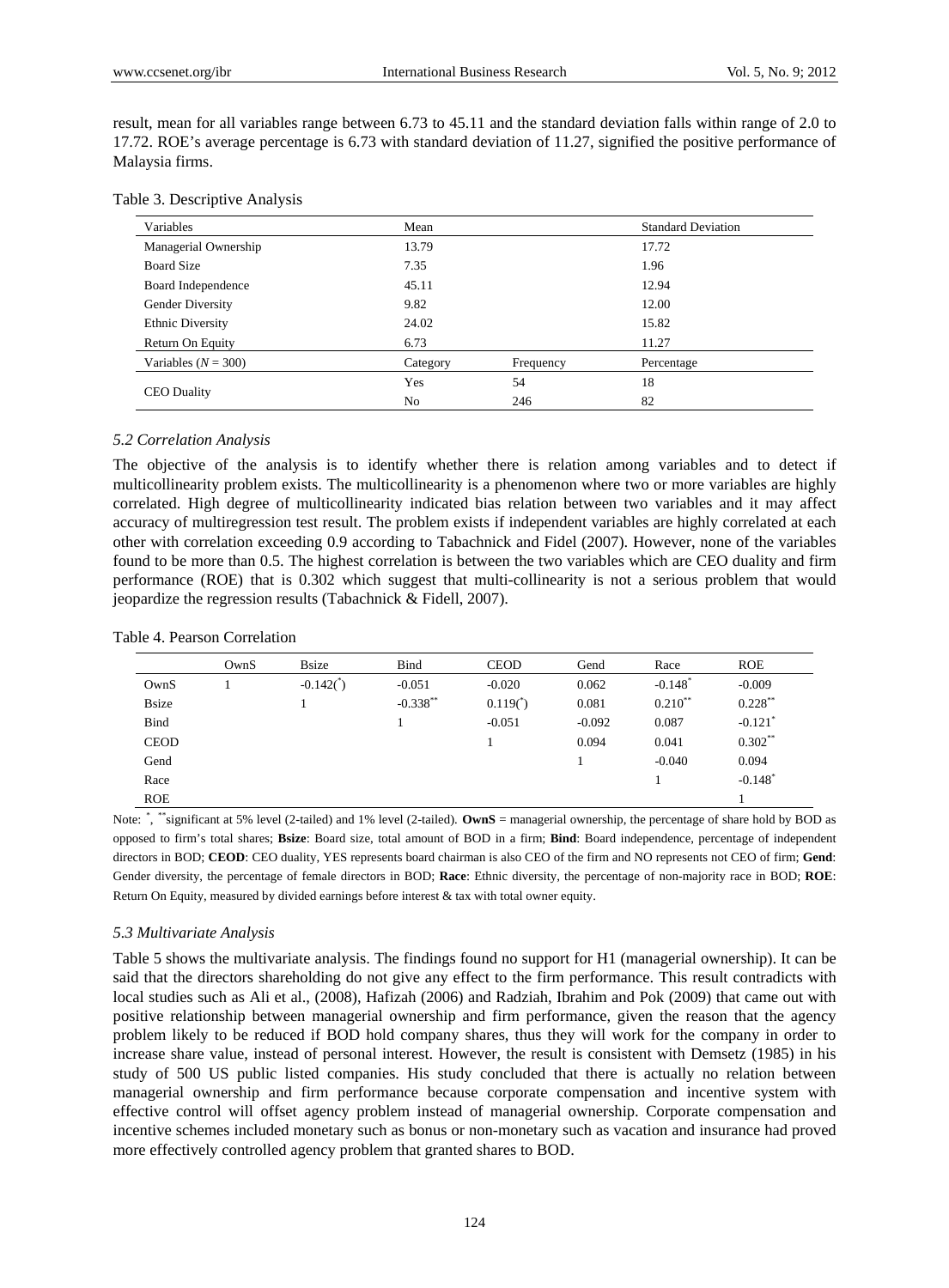result, mean for all variables range between 6.73 to 45.11 and the standard deviation falls within range of 2.0 to 17.72. ROE's average percentage is 6.73 with standard deviation of 11.27, signified the positive performance of Malaysia firms.

Table 3. Descriptive Analysis

| Variables | Mean | | Standard Deviation |
|---|---|---|---|
| Managerial Ownership | 13.79 | | 17.72 |
| Board Size | 7.35 | | 1.96 |
| Board Independence | 45.11 | | 12.94 |
| Gender Diversity | 9.82 | | 12.00 |
| Ethnic Diversity | 24.02 | | 15.82 |
| Return On Equity | 6.73 | | 11.27 |
| Variables ($N$ = 300) | Category | Frequency | Percentage |
| CEO Duality | Yes | 54 | 18 |
| | No | 246 | 82 |

### *5.2 Correlation Analysis*

The objective of the analysis is to identify whether there is relation among variables and to detect if multicollinearity problem exists. The multicollinearity is a phenomenon where two or more variables are highly correlated. High degree of multicollinearity indicated bias relation between two variables and it may affect accuracy of multiregression test result. The problem exists if independent variables are highly correlated at each other with correlation exceeding 0.9 according to Tabachnick and Fidel (2007). However, none of the variables found to be more than 0.5. The highest correlation is between the two variables which are CEO duality and firm performance (ROE) that is 0.302 which suggest that multi-collinearity is not a serious problem that would jeopardize the regression results (Tabachnick & Fidell, 2007).

Table 4. Pearson Correlation

| | OwnS | Bsize | Bind | CEOD | Gend | Race | ROE |
|---|---|---|---|---|---|---|---|
| OwnS | 1 | -0.142(*) | -0.051 | -0.020 | 0.062 | -0.148* | -0.009 |
| Bsize | | 1 | -0.338** | 0.119(*) | 0.081 | 0.210** | 0.228** |
| Bind | | | 1 | -0.051 | -0.092 | 0.087 | -0.121* |
| CEOD | | | | 1 | 0.094 | 0.041 | 0.302** |
| Gend | | | | | 1 | -0.040 | 0.094 |
| Race | | | | | | 1 | -0.148* |
| ROE | | | | | | | 1 |

Note: *, **significant at 5% level (2-tailed) and 1% level (2-tailed). **OwnS** = managerial ownership, the percentage of share hold by BOD as opposed to firm's total shares; **Bsize**: Board size, total amount of BOD in a firm; **Bind**: Board independence, percentage of independent directors in BOD; **CEOD**: CEO duality, YES represents board chairman is also CEO of the firm and NO represents not CEO of firm; **Gend**: Gender diversity, the percentage of female directors in BOD; **Race**: Ethnic diversity, the percentage of non-majority race in BOD; **ROE**: Return On Equity, measured by divided earnings before interest & tax with total owner equity.

### *5.3 Multivariate Analysis*

Table 5 shows the multivariate analysis. The findings found no support for H1 (managerial ownership). It can be said that the directors shareholding do not give any effect to the firm performance. This result contradicts with local studies such as Ali et al., (2008), Hafizah (2006) and Radziah, Ibrahim and Pok (2009) that came out with positive relationship between managerial ownership and firm performance, given the reason that the agency problem likely to be reduced if BOD hold company shares, thus they will work for the company in order to increase share value, instead of personal interest. However, the result is consistent with Demsetz (1985) in his study of 500 US public listed companies. His study concluded that there is actually no relation between managerial ownership and firm performance because corporate compensation and incentive system with effective control will offset agency problem instead of managerial ownership. Corporate compensation and incentive schemes included monetary such as bonus or non-monetary such as vacation and insurance had proved more effectively controlled agency problem that granted shares to BOD.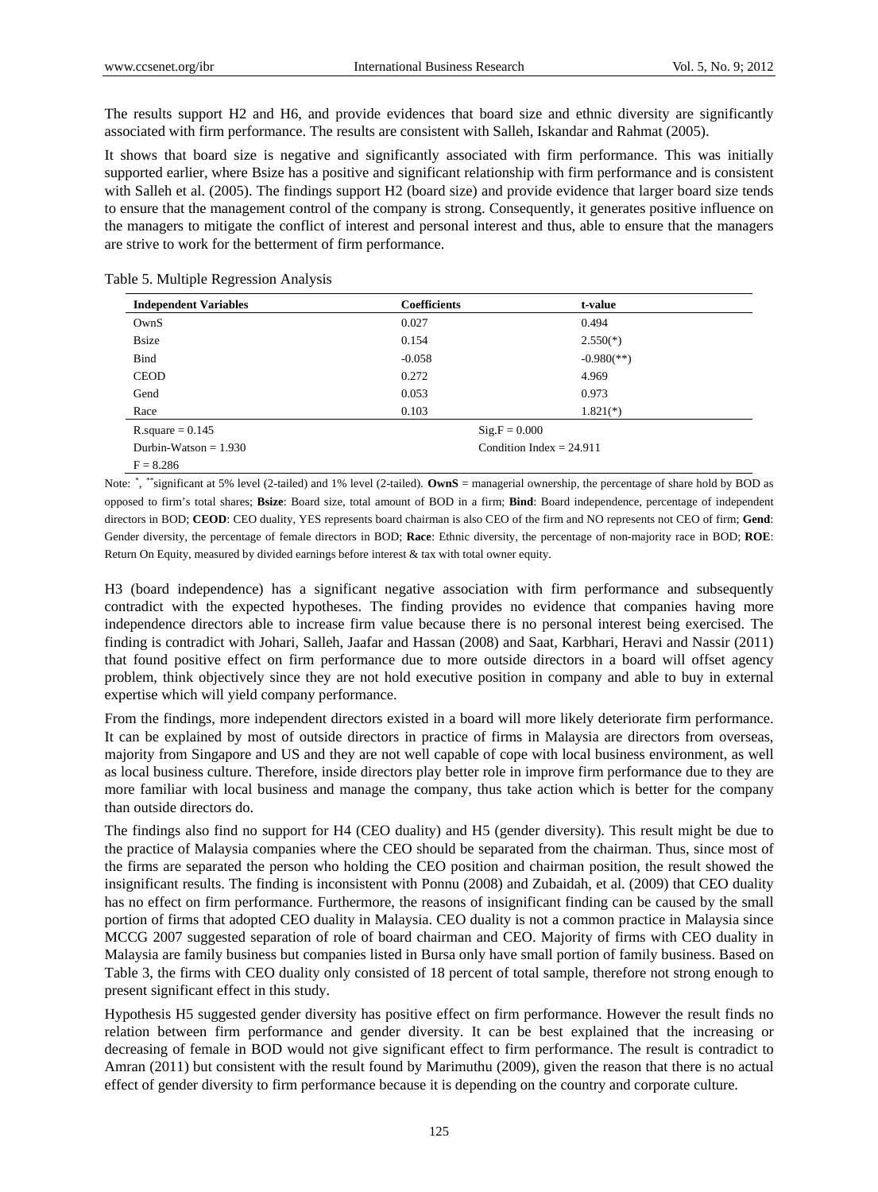The results support H2 and H6, and provide evidences that board size and ethnic diversity are significantly associated with firm performance. The results are consistent with Salleh, Iskandar and Rahmat (2005).

It shows that board size is negative and significantly associated with firm performance. This was initially supported earlier, where Bsize has a positive and significant relationship with firm performance and is consistent with Salleh et al. (2005). The findings support H2 (board size) and provide evidence that larger board size tends to ensure that the management control of the company is strong. Consequently, it generates positive influence on the managers to mitigate the conflict of interest and personal interest and thus, able to ensure that the managers are strive to work for the betterment of firm performance.

Table 5. Multiple Regression Analysis

| Independent Variables | Coefficients | t-value |
|---|---|---|
| OwnS | 0.027 | 0.494 |
| Bsize | 0.154 | 2.550(*) |
| Bind | -0.058 | -0.980(**) |
| CEOD | 0.272 | 4.969 |
| Gend | 0.053 | 0.973 |
| Race | 0.103 | 1.821(*) |
| R.square = 0.145 | Sig.F = 0.000 | |
| Durbin-Watson = 1.930 | Condition Index = 24.911 | |
| F = 8.286 | | |

Note: *, **significant at 5% level (2-tailed) and 1% level (2-tailed). **OwnS** = managerial ownership, the percentage of share hold by BOD as opposed to firm's total shares; **Bsize**: Board size, total amount of BOD in a firm; **Bind**: Board independence, percentage of independent directors in BOD; **CEOD**: CEO duality, YES represents board chairman is also CEO of the firm and NO represents not CEO of firm; **Gend**: Gender diversity, the percentage of female directors in BOD; **Race**: Ethnic diversity, the percentage of non-majority race in BOD; **ROE**: Return On Equity, measured by divided earnings before interest & tax with total owner equity.

H3 (board independence) has a significant negative association with firm performance and subsequently contradict with the expected hypotheses. The finding provides no evidence that companies having more independence directors able to increase firm value because there is no personal interest being exercised. The finding is contradict with Johari, Salleh, Jaafar and Hassan (2008) and Saat, Karbhari, Heravi and Nassir (2011) that found positive effect on firm performance due to more outside directors in a board will offset agency problem, think objectively since they are not hold executive position in company and able to buy in external expertise which will yield company performance.

From the findings, more independent directors existed in a board will more likely deteriorate firm performance. It can be explained by most of outside directors in practice of firms in Malaysia are directors from overseas, majority from Singapore and US and they are not well capable of cope with local business environment, as well as local business culture. Therefore, inside directors play better role in improve firm performance due to they are more familiar with local business and manage the company, thus take action which is better for the company than outside directors do.

The findings also find no support for H4 (CEO duality) and H5 (gender diversity). This result might be due to the practice of Malaysia companies where the CEO should be separated from the chairman. Thus, since most of the firms are separated the person who holding the CEO position and chairman position, the result showed the insignificant results. The finding is inconsistent with Ponnu (2008) and Zubaidah, et al. (2009) that CEO duality has no effect on firm performance. Furthermore, the reasons of insignificant finding can be caused by the small portion of firms that adopted CEO duality in Malaysia. CEO duality is not a common practice in Malaysia since MCCG 2007 suggested separation of role of board chairman and CEO. Majority of firms with CEO duality in Malaysia are family business but companies listed in Bursa only have small portion of family business. Based on Table 3, the firms with CEO duality only consisted of 18 percent of total sample, therefore not strong enough to present significant effect in this study.

Hypothesis H5 suggested gender diversity has positive effect on firm performance. However the result finds no relation between firm performance and gender diversity. It can be best explained that the increasing or decreasing of female in BOD would not give significant effect to firm performance. The result is contradict to Amran (2011) but consistent with the result found by Marimuthu (2009), given the reason that there is no actual effect of gender diversity to firm performance because it is depending on the country and corporate culture.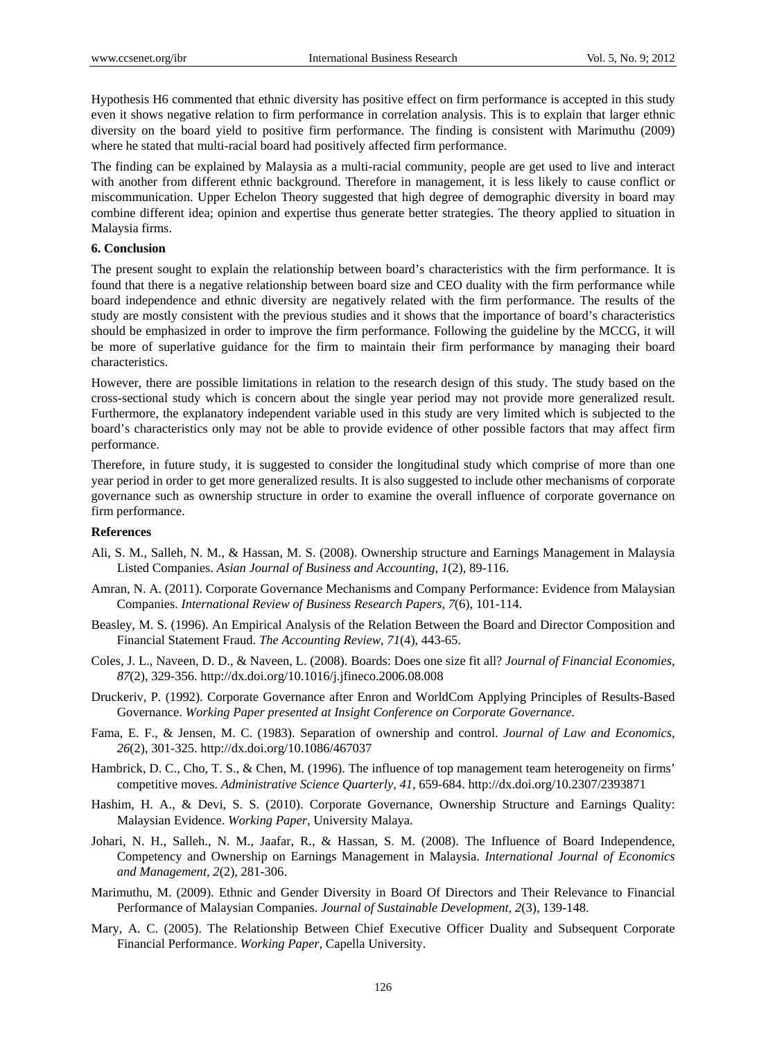Hypothesis H6 commented that ethnic diversity has positive effect on firm performance is accepted in this study even it shows negative relation to firm performance in correlation analysis. This is to explain that larger ethnic diversity on the board yield to positive firm performance. The finding is consistent with Marimuthu (2009) where he stated that multi-racial board had positively affected firm performance.

The finding can be explained by Malaysia as a multi-racial community, people are get used to live and interact with another from different ethnic background. Therefore in management, it is less likely to cause conflict or miscommunication. Upper Echelon Theory suggested that high degree of demographic diversity in board may combine different idea; opinion and expertise thus generate better strategies. The theory applied to situation in Malaysia firms.

## 6. Conclusion

The present sought to explain the relationship between board's characteristics with the firm performance. It is found that there is a negative relationship between board size and CEO duality with the firm performance while board independence and ethnic diversity are negatively related with the firm performance. The results of the study are mostly consistent with the previous studies and it shows that the importance of board's characteristics should be emphasized in order to improve the firm performance. Following the guideline by the MCCG, it will be more of superlative guidance for the firm to maintain their firm performance by managing their board characteristics.

However, there are possible limitations in relation to the research design of this study. The study based on the cross-sectional study which is concern about the single year period may not provide more generalized result. Furthermore, the explanatory independent variable used in this study are very limited which is subjected to the board's characteristics only may not be able to provide evidence of other possible factors that may affect firm performance.

Therefore, in future study, it is suggested to consider the longitudinal study which comprise of more than one year period in order to get more generalized results. It is also suggested to include other mechanisms of corporate governance such as ownership structure in order to examine the overall influence of corporate governance on firm performance.

## References

Ali, S. M., Salleh, N. M., & Hassan, M. S. (2008). Ownership structure and Earnings Management in Malaysia Listed Companies. *Asian Journal of Business and Accounting, 1*(2), 89-116.

Amran, N. A. (2011). Corporate Governance Mechanisms and Company Performance: Evidence from Malaysian Companies. *International Review of Business Research Papers, 7*(6), 101-114.

Beasley, M. S. (1996). An Empirical Analysis of the Relation Between the Board and Director Composition and Financial Statement Fraud. *The Accounting Review, 71*(4), 443-65.

Coles, J. L., Naveen, D. D., & Naveen, L. (2008). Boards: Does one size fit all? *Journal of Financial Economies, 87*(2), 329-356. http://dx.doi.org/10.1016/j.jfineco.2006.08.008

Druckeriv, P. (1992). Corporate Governance after Enron and WorldCom Applying Principles of Results-Based Governance. *Working Paper presented at Insight Conference on Corporate Governance.*

Fama, E. F., & Jensen, M. C. (1983). Separation of ownership and control. *Journal of Law and Economics, 26*(2), 301-325. http://dx.doi.org/10.1086/467037

Hambrick, D. C., Cho, T. S., & Chen, M. (1996). The influence of top management team heterogeneity on firms' competitive moves. *Administrative Science Quarterly, 41*, 659-684. http://dx.doi.org/10.2307/2393871

Hashim, H. A., & Devi, S. S. (2010). Corporate Governance, Ownership Structure and Earnings Quality: Malaysian Evidence. *Working Paper*, University Malaya.

Johari, N. H., Salleh., N. M., Jaafar, R., & Hassan, S. M. (2008). The Influence of Board Independence, Competency and Ownership on Earnings Management in Malaysia. *International Journal of Economics and Management, 2*(2), 281-306.

Marimuthu, M. (2009). Ethnic and Gender Diversity in Board Of Directors and Their Relevance to Financial Performance of Malaysian Companies. *Journal of Sustainable Development, 2*(3), 139-148.

Mary, A. C. (2005). The Relationship Between Chief Executive Officer Duality and Subsequent Corporate Financial Performance. *Working Paper*, Capella University.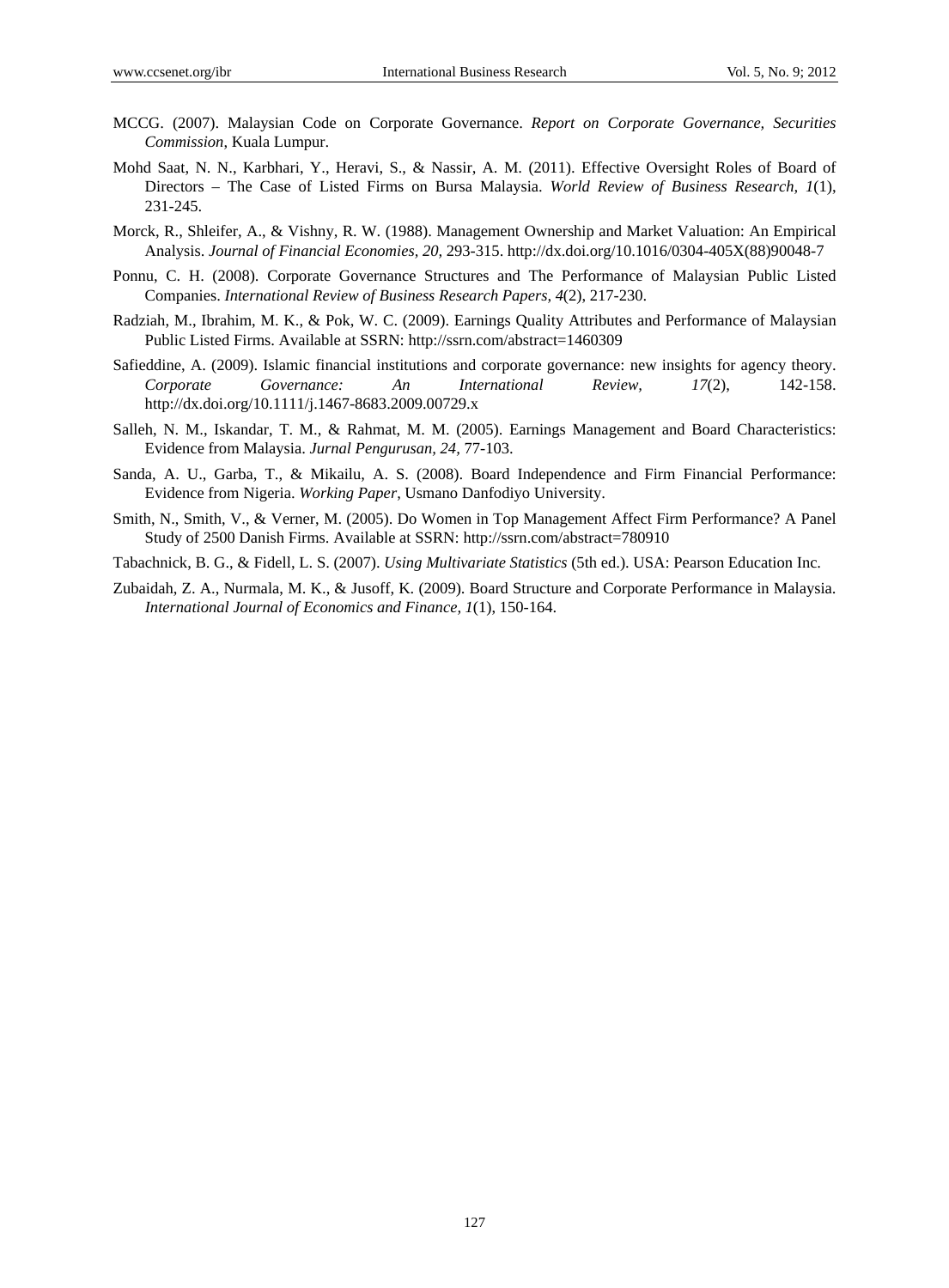MCCG. (2007). Malaysian Code on Corporate Governance. *Report on Corporate Governance, Securities Commission*, Kuala Lumpur.

Mohd Saat, N. N., Karbhari, Y., Heravi, S., & Nassir, A. M. (2011). Effective Oversight Roles of Board of Directors – The Case of Listed Firms on Bursa Malaysia. *World Review of Business Research, 1*(1), 231-245.

Morck, R., Shleifer, A., & Vishny, R. W. (1988). Management Ownership and Market Valuation: An Empirical Analysis. *Journal of Financial Economies, 20*, 293-315. http://dx.doi.org/10.1016/0304-405X(88)90048-7

Ponnu, C. H. (2008). Corporate Governance Structures and The Performance of Malaysian Public Listed Companies. *International Review of Business Research Papers, 4*(2), 217-230.

Radziah, M., Ibrahim, M. K., & Pok, W. C. (2009). Earnings Quality Attributes and Performance of Malaysian Public Listed Firms. Available at SSRN: http://ssrn.com/abstract=1460309

Safieddine, A. (2009). Islamic financial institutions and corporate governance: new insights for agency theory. *Corporate Governance: An International Review, 17*(2), 142-158. http://dx.doi.org/10.1111/j.1467-8683.2009.00729.x

Salleh, N. M., Iskandar, T. M., & Rahmat, M. M. (2005). Earnings Management and Board Characteristics: Evidence from Malaysia. *Jurnal Pengurusan, 24*, 77-103.

Sanda, A. U., Garba, T., & Mikailu, A. S. (2008). Board Independence and Firm Financial Performance: Evidence from Nigeria. *Working Paper*, Usmano Danfodiyo University.

Smith, N., Smith, V., & Verner, M. (2005). Do Women in Top Management Affect Firm Performance? A Panel Study of 2500 Danish Firms. Available at SSRN: http://ssrn.com/abstract=780910

Tabachnick, B. G., & Fidell, L. S. (2007). *Using Multivariate Statistics* (5th ed.). USA: Pearson Education Inc.

Zubaidah, Z. A., Nurmala, M. K., & Jusoff, K. (2009). Board Structure and Corporate Performance in Malaysia. *International Journal of Economics and Finance, 1*(1), 150-164.